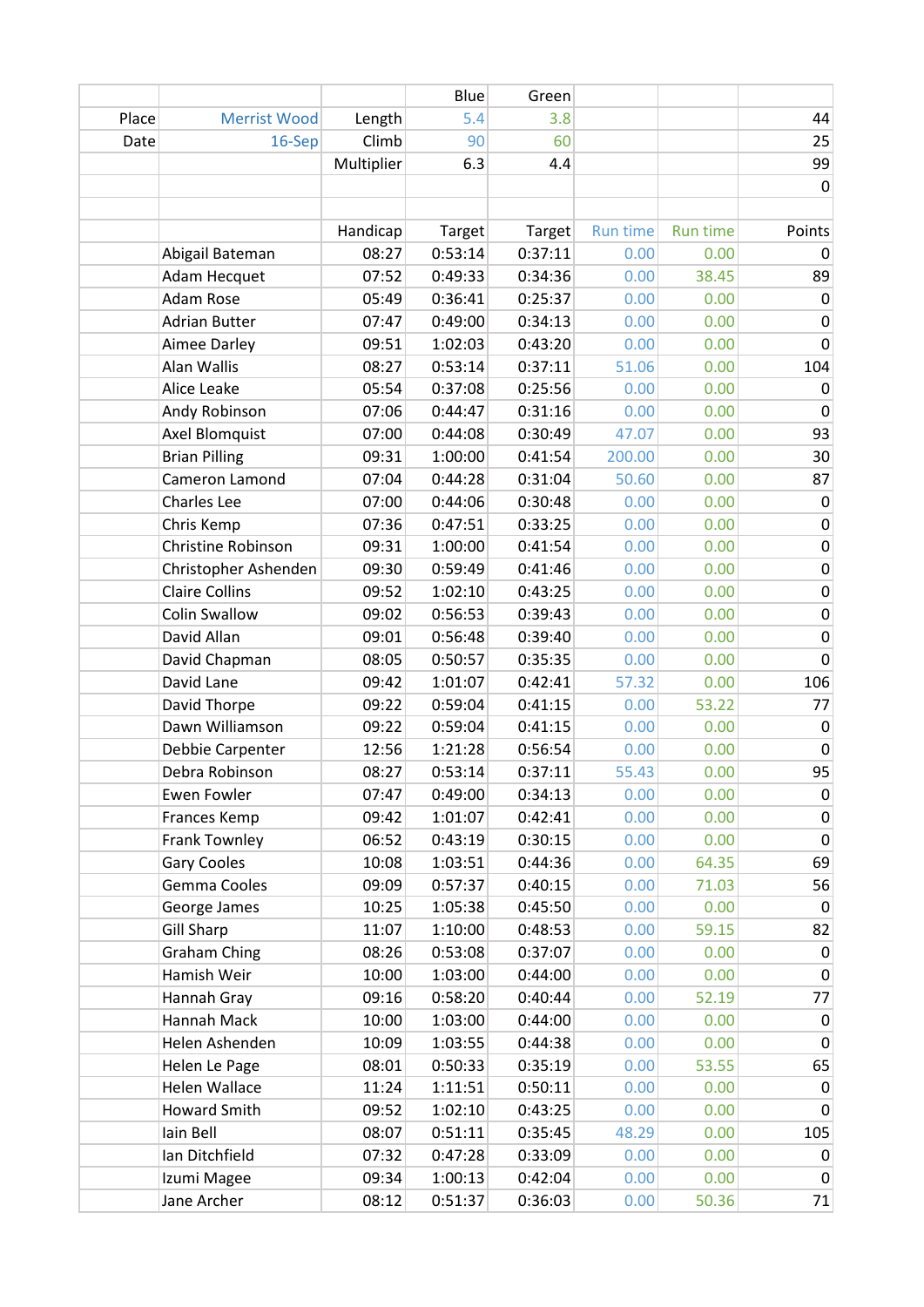| | | | Blue | Green | | | |
|---|---|---|---|---|---|---|---|
| Place | Merrist Wood | Length | 5.4 | 3.8 | | | 44 |
| Date | 16-Sep | Climb | 90 | 60 | | | 25 |
| | | Multiplier | 6.3 | 4.4 | | | 99 |
| | | | | | | | 0 |
| | | | | | | | |
| | | Handicap | Target | Target | Run time | Run time | Points |
| | Abigail Bateman | 08:27 | 0:53:14 | 0:37:11 | 0.00 | 0.00 | 0 |
| | Adam Hecquet | 07:52 | 0:49:33 | 0:34:36 | 0.00 | 38.45 | 89 |
| | Adam Rose | 05:49 | 0:36:41 | 0:25:37 | 0.00 | 0.00 | 0 |
| | Adrian Butter | 07:47 | 0:49:00 | 0:34:13 | 0.00 | 0.00 | 0 |
| | Aimee Darley | 09:51 | 1:02:03 | 0:43:20 | 0.00 | 0.00 | 0 |
| | Alan Wallis | 08:27 | 0:53:14 | 0:37:11 | 51.06 | 0.00 | 104 |
| | Alice Leake | 05:54 | 0:37:08 | 0:25:56 | 0.00 | 0.00 | 0 |
| | Andy Robinson | 07:06 | 0:44:47 | 0:31:16 | 0.00 | 0.00 | 0 |
| | Axel Blomquist | 07:00 | 0:44:08 | 0:30:49 | 47.07 | 0.00 | 93 |
| | Brian Pilling | 09:31 | 1:00:00 | 0:41:54 | 200.00 | 0.00 | 30 |
| | Cameron Lamond | 07:04 | 0:44:28 | 0:31:04 | 50.60 | 0.00 | 87 |
| | Charles Lee | 07:00 | 0:44:06 | 0:30:48 | 0.00 | 0.00 | 0 |
| | Chris Kemp | 07:36 | 0:47:51 | 0:33:25 | 0.00 | 0.00 | 0 |
| | Christine Robinson | 09:31 | 1:00:00 | 0:41:54 | 0.00 | 0.00 | 0 |
| | Christopher Ashenden | 09:30 | 0:59:49 | 0:41:46 | 0.00 | 0.00 | 0 |
| | Claire Collins | 09:52 | 1:02:10 | 0:43:25 | 0.00 | 0.00 | 0 |
| | Colin Swallow | 09:02 | 0:56:53 | 0:39:43 | 0.00 | 0.00 | 0 |
| | David Allan | 09:01 | 0:56:48 | 0:39:40 | 0.00 | 0.00 | 0 |
| | David Chapman | 08:05 | 0:50:57 | 0:35:35 | 0.00 | 0.00 | 0 |
| | David Lane | 09:42 | 1:01:07 | 0:42:41 | 57.32 | 0.00 | 106 |
| | David Thorpe | 09:22 | 0:59:04 | 0:41:15 | 0.00 | 53.22 | 77 |
| | Dawn Williamson | 09:22 | 0:59:04 | 0:41:15 | 0.00 | 0.00 | 0 |
| | Debbie Carpenter | 12:56 | 1:21:28 | 0:56:54 | 0.00 | 0.00 | 0 |
| | Debra Robinson | 08:27 | 0:53:14 | 0:37:11 | 55.43 | 0.00 | 95 |
| | Ewen Fowler | 07:47 | 0:49:00 | 0:34:13 | 0.00 | 0.00 | 0 |
| | Frances Kemp | 09:42 | 1:01:07 | 0:42:41 | 0.00 | 0.00 | 0 |
| | Frank Townley | 06:52 | 0:43:19 | 0:30:15 | 0.00 | 0.00 | 0 |
| | Gary Cooles | 10:08 | 1:03:51 | 0:44:36 | 0.00 | 64.35 | 69 |
| | Gemma Cooles | 09:09 | 0:57:37 | 0:40:15 | 0.00 | 71.03 | 56 |
| | George James | 10:25 | 1:05:38 | 0:45:50 | 0.00 | 0.00 | 0 |
| | Gill Sharp | 11:07 | 1:10:00 | 0:48:53 | 0.00 | 59.15 | 82 |
| | Graham Ching | 08:26 | 0:53:08 | 0:37:07 | 0.00 | 0.00 | 0 |
| | Hamish Weir | 10:00 | 1:03:00 | 0:44:00 | 0.00 | 0.00 | 0 |
| | Hannah Gray | 09:16 | 0:58:20 | 0:40:44 | 0.00 | 52.19 | 77 |
| | Hannah Mack | 10:00 | 1:03:00 | 0:44:00 | 0.00 | 0.00 | 0 |
| | Helen Ashenden | 10:09 | 1:03:55 | 0:44:38 | 0.00 | 0.00 | 0 |
| | Helen Le Page | 08:01 | 0:50:33 | 0:35:19 | 0.00 | 53.55 | 65 |
| | Helen Wallace | 11:24 | 1:11:51 | 0:50:11 | 0.00 | 0.00 | 0 |
| | Howard Smith | 09:52 | 1:02:10 | 0:43:25 | 0.00 | 0.00 | 0 |
| | Iain Bell | 08:07 | 0:51:11 | 0:35:45 | 48.29 | 0.00 | 105 |
| | Ian Ditchfield | 07:32 | 0:47:28 | 0:33:09 | 0.00 | 0.00 | 0 |
| | Izumi Magee | 09:34 | 1:00:13 | 0:42:04 | 0.00 | 0.00 | 0 |
| | Jane Archer | 08:12 | 0:51:37 | 0:36:03 | 0.00 | 50.36 | 71 |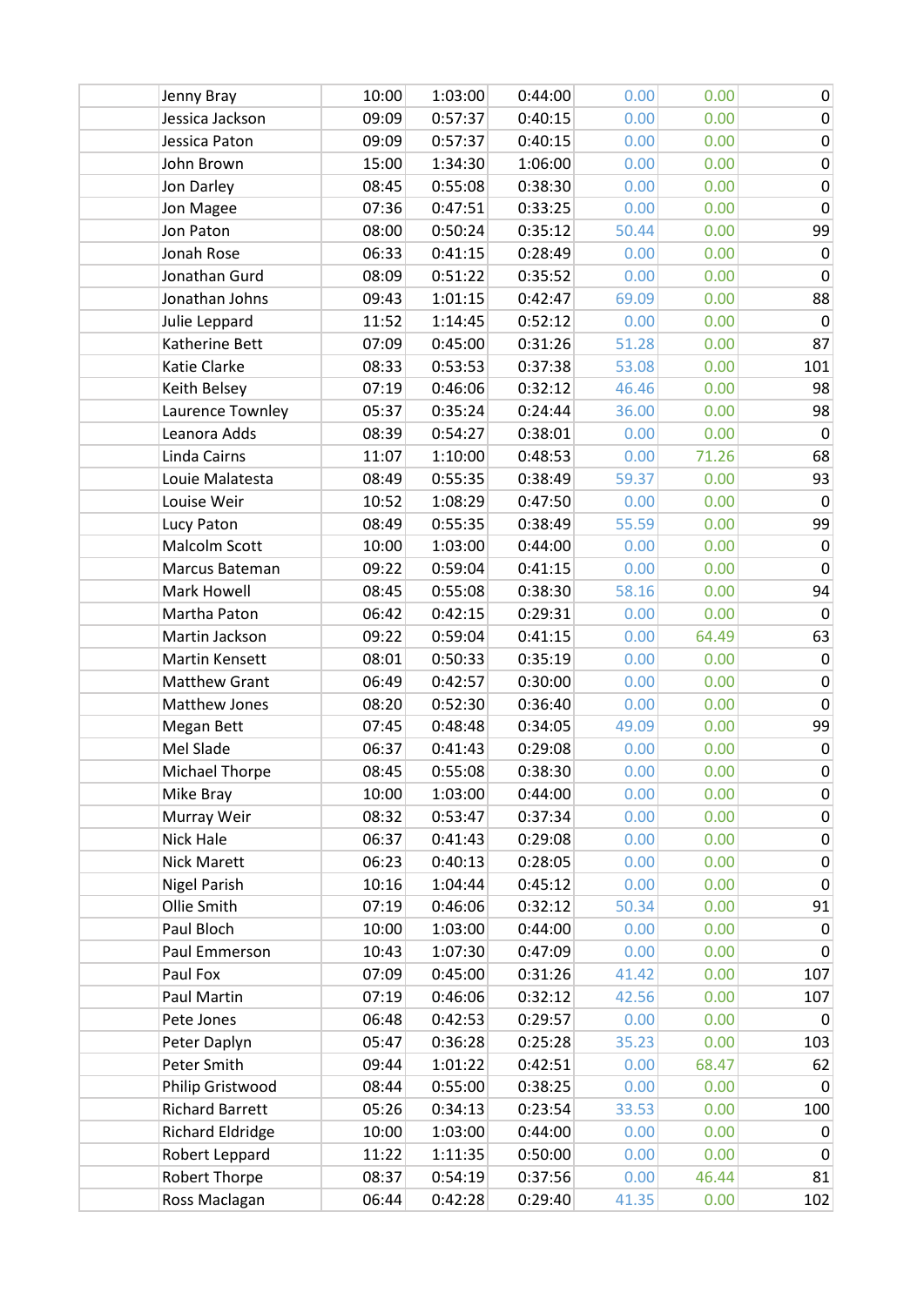| | | | | | | | |
|---|---|---|---|---|---|---|---|
| | Jenny Bray | 10:00 | 1:03:00 | 0:44:00 | 0.00 | 0.00 | 0 |
| | Jessica Jackson | 09:09 | 0:57:37 | 0:40:15 | 0.00 | 0.00 | 0 |
| | Jessica Paton | 09:09 | 0:57:37 | 0:40:15 | 0.00 | 0.00 | 0 |
| | John Brown | 15:00 | 1:34:30 | 1:06:00 | 0.00 | 0.00 | 0 |
| | Jon Darley | 08:45 | 0:55:08 | 0:38:30 | 0.00 | 0.00 | 0 |
| | Jon Magee | 07:36 | 0:47:51 | 0:33:25 | 0.00 | 0.00 | 0 |
| | Jon Paton | 08:00 | 0:50:24 | 0:35:12 | 50.44 | 0.00 | 99 |
| | Jonah Rose | 06:33 | 0:41:15 | 0:28:49 | 0.00 | 0.00 | 0 |
| | Jonathan Gurd | 08:09 | 0:51:22 | 0:35:52 | 0.00 | 0.00 | 0 |
| | Jonathan Johns | 09:43 | 1:01:15 | 0:42:47 | 69.09 | 0.00 | 88 |
| | Julie Leppard | 11:52 | 1:14:45 | 0:52:12 | 0.00 | 0.00 | 0 |
| | Katherine Bett | 07:09 | 0:45:00 | 0:31:26 | 51.28 | 0.00 | 87 |
| | Katie Clarke | 08:33 | 0:53:53 | 0:37:38 | 53.08 | 0.00 | 101 |
| | Keith Belsey | 07:19 | 0:46:06 | 0:32:12 | 46.46 | 0.00 | 98 |
| | Laurence Townley | 05:37 | 0:35:24 | 0:24:44 | 36.00 | 0.00 | 98 |
| | Leanora Adds | 08:39 | 0:54:27 | 0:38:01 | 0.00 | 0.00 | 0 |
| | Linda Cairns | 11:07 | 1:10:00 | 0:48:53 | 0.00 | 71.26 | 68 |
| | Louie Malatesta | 08:49 | 0:55:35 | 0:38:49 | 59.37 | 0.00 | 93 |
| | Louise Weir | 10:52 | 1:08:29 | 0:47:50 | 0.00 | 0.00 | 0 |
| | Lucy Paton | 08:49 | 0:55:35 | 0:38:49 | 55.59 | 0.00 | 99 |
| | Malcolm Scott | 10:00 | 1:03:00 | 0:44:00 | 0.00 | 0.00 | 0 |
| | Marcus Bateman | 09:22 | 0:59:04 | 0:41:15 | 0.00 | 0.00 | 0 |
| | Mark Howell | 08:45 | 0:55:08 | 0:38:30 | 58.16 | 0.00 | 94 |
| | Martha Paton | 06:42 | 0:42:15 | 0:29:31 | 0.00 | 0.00 | 0 |
| | Martin Jackson | 09:22 | 0:59:04 | 0:41:15 | 0.00 | 64.49 | 63 |
| | Martin Kensett | 08:01 | 0:50:33 | 0:35:19 | 0.00 | 0.00 | 0 |
| | Matthew Grant | 06:49 | 0:42:57 | 0:30:00 | 0.00 | 0.00 | 0 |
| | Matthew Jones | 08:20 | 0:52:30 | 0:36:40 | 0.00 | 0.00 | 0 |
| | Megan Bett | 07:45 | 0:48:48 | 0:34:05 | 49.09 | 0.00 | 99 |
| | Mel Slade | 06:37 | 0:41:43 | 0:29:08 | 0.00 | 0.00 | 0 |
| | Michael Thorpe | 08:45 | 0:55:08 | 0:38:30 | 0.00 | 0.00 | 0 |
| | Mike Bray | 10:00 | 1:03:00 | 0:44:00 | 0.00 | 0.00 | 0 |
| | Murray Weir | 08:32 | 0:53:47 | 0:37:34 | 0.00 | 0.00 | 0 |
| | Nick Hale | 06:37 | 0:41:43 | 0:29:08 | 0.00 | 0.00 | 0 |
| | Nick Marett | 06:23 | 0:40:13 | 0:28:05 | 0.00 | 0.00 | 0 |
| | Nigel Parish | 10:16 | 1:04:44 | 0:45:12 | 0.00 | 0.00 | 0 |
| | Ollie Smith | 07:19 | 0:46:06 | 0:32:12 | 50.34 | 0.00 | 91 |
| | Paul Bloch | 10:00 | 1:03:00 | 0:44:00 | 0.00 | 0.00 | 0 |
| | Paul Emmerson | 10:43 | 1:07:30 | 0:47:09 | 0.00 | 0.00 | 0 |
| | Paul Fox | 07:09 | 0:45:00 | 0:31:26 | 41.42 | 0.00 | 107 |
| | Paul Martin | 07:19 | 0:46:06 | 0:32:12 | 42.56 | 0.00 | 107 |
| | Pete Jones | 06:48 | 0:42:53 | 0:29:57 | 0.00 | 0.00 | 0 |
| | Peter Daplyn | 05:47 | 0:36:28 | 0:25:28 | 35.23 | 0.00 | 103 |
| | Peter Smith | 09:44 | 1:01:22 | 0:42:51 | 0.00 | 68.47 | 62 |
| | Philip Gristwood | 08:44 | 0:55:00 | 0:38:25 | 0.00 | 0.00 | 0 |
| | Richard Barrett | 05:26 | 0:34:13 | 0:23:54 | 33.53 | 0.00 | 100 |
| | Richard Eldridge | 10:00 | 1:03:00 | 0:44:00 | 0.00 | 0.00 | 0 |
| | Robert Leppard | 11:22 | 1:11:35 | 0:50:00 | 0.00 | 0.00 | 0 |
| | Robert Thorpe | 08:37 | 0:54:19 | 0:37:56 | 0.00 | 46.44 | 81 |
| | Ross Maclagan | 06:44 | 0:42:28 | 0:29:40 | 41.35 | 0.00 | 102 |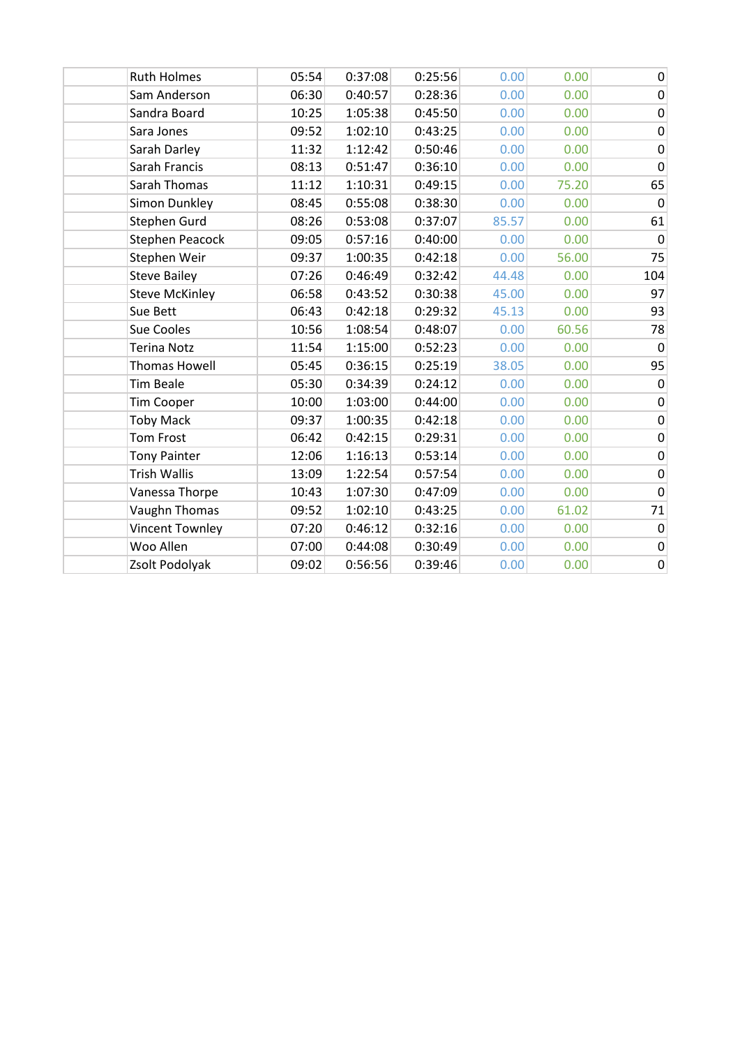| | | | | | | | |
|---|---|---|---|---|---|---|---|
| | Ruth Holmes | 05:54 | 0:37:08 | 0:25:56 | 0.00 | 0.00 | 0 |
| | Sam Anderson | 06:30 | 0:40:57 | 0:28:36 | 0.00 | 0.00 | 0 |
| | Sandra Board | 10:25 | 1:05:38 | 0:45:50 | 0.00 | 0.00 | 0 |
| | Sara Jones | 09:52 | 1:02:10 | 0:43:25 | 0.00 | 0.00 | 0 |
| | Sarah Darley | 11:32 | 1:12:42 | 0:50:46 | 0.00 | 0.00 | 0 |
| | Sarah Francis | 08:13 | 0:51:47 | 0:36:10 | 0.00 | 0.00 | 0 |
| | Sarah Thomas | 11:12 | 1:10:31 | 0:49:15 | 0.00 | 75.20 | 65 |
| | Simon Dunkley | 08:45 | 0:55:08 | 0:38:30 | 0.00 | 0.00 | 0 |
| | Stephen Gurd | 08:26 | 0:53:08 | 0:37:07 | 85.57 | 0.00 | 61 |
| | Stephen Peacock | 09:05 | 0:57:16 | 0:40:00 | 0.00 | 0.00 | 0 |
| | Stephen Weir | 09:37 | 1:00:35 | 0:42:18 | 0.00 | 56.00 | 75 |
| | Steve Bailey | 07:26 | 0:46:49 | 0:32:42 | 44.48 | 0.00 | 104 |
| | Steve McKinley | 06:58 | 0:43:52 | 0:30:38 | 45.00 | 0.00 | 97 |
| | Sue Bett | 06:43 | 0:42:18 | 0:29:32 | 45.13 | 0.00 | 93 |
| | Sue Cooles | 10:56 | 1:08:54 | 0:48:07 | 0.00 | 60.56 | 78 |
| | Terina Notz | 11:54 | 1:15:00 | 0:52:23 | 0.00 | 0.00 | 0 |
| | Thomas Howell | 05:45 | 0:36:15 | 0:25:19 | 38.05 | 0.00 | 95 |
| | Tim Beale | 05:30 | 0:34:39 | 0:24:12 | 0.00 | 0.00 | 0 |
| | Tim Cooper | 10:00 | 1:03:00 | 0:44:00 | 0.00 | 0.00 | 0 |
| | Toby Mack | 09:37 | 1:00:35 | 0:42:18 | 0.00 | 0.00 | 0 |
| | Tom Frost | 06:42 | 0:42:15 | 0:29:31 | 0.00 | 0.00 | 0 |
| | Tony Painter | 12:06 | 1:16:13 | 0:53:14 | 0.00 | 0.00 | 0 |
| | Trish Wallis | 13:09 | 1:22:54 | 0:57:54 | 0.00 | 0.00 | 0 |
| | Vanessa Thorpe | 10:43 | 1:07:30 | 0:47:09 | 0.00 | 0.00 | 0 |
| | Vaughn Thomas | 09:52 | 1:02:10 | 0:43:25 | 0.00 | 61.02 | 71 |
| | Vincent Townley | 07:20 | 0:46:12 | 0:32:16 | 0.00 | 0.00 | 0 |
| | Woo Allen | 07:00 | 0:44:08 | 0:30:49 | 0.00 | 0.00 | 0 |
| | Zsolt Podolyak | 09:02 | 0:56:56 | 0:39:46 | 0.00 | 0.00 | 0 |